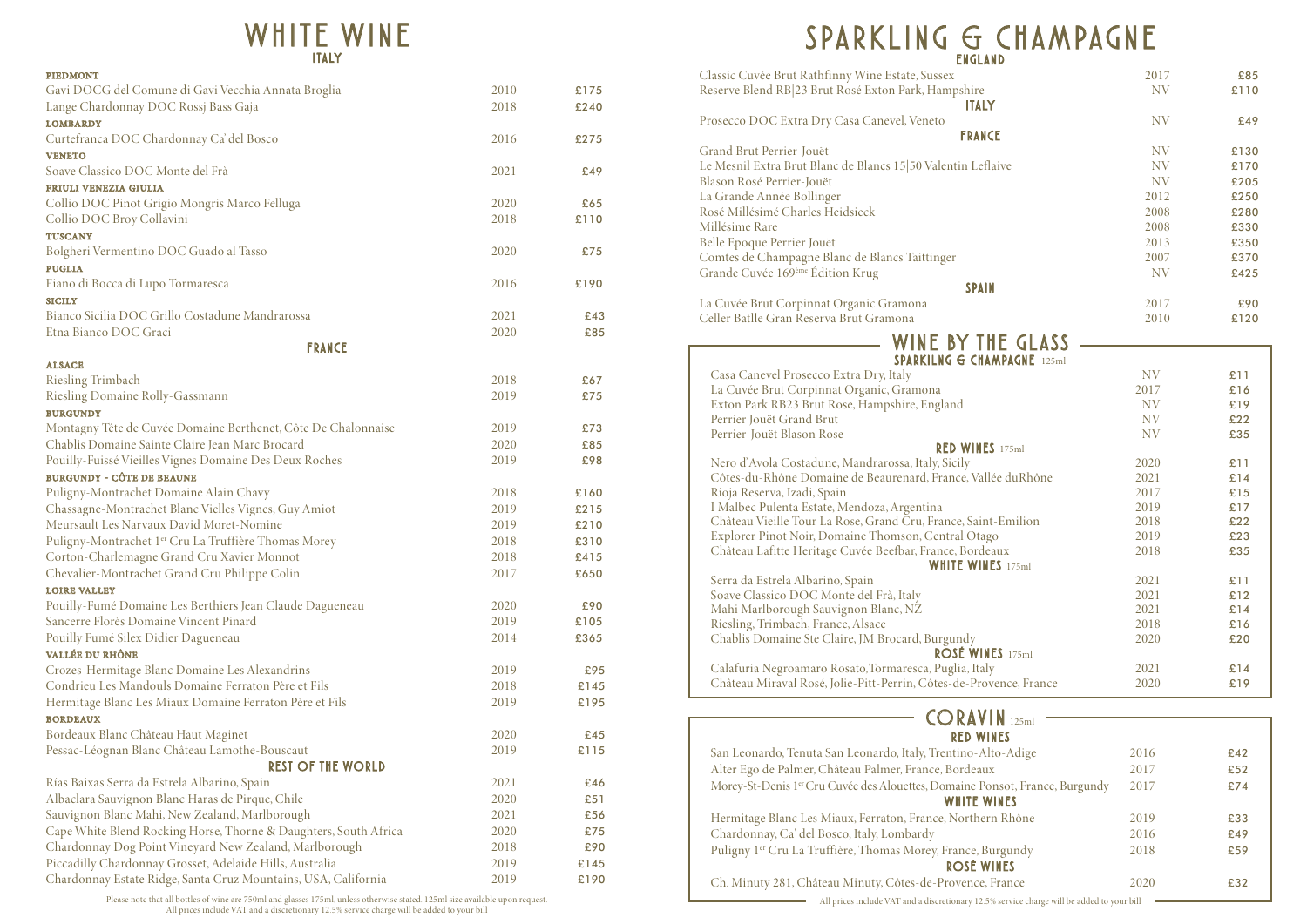# WHITE WINE

## ITALY

**PIEDMONT**

| Wine | Vintage | Price |
|---|---|---|
| Gavi DOCG del Comune di Gavi Vecchia Annata Broglia | 2010 | £175 |
| Lange Chardonnay DOC Rossj Bass Gaja | 2018 | £240 |

**LOMBARDY**

| Wine | Vintage | Price |
|---|---|---|
| Curtefranca DOC Chardonnay Ca' del Bosco | 2016 | £275 |

**VENETO**

| Wine | Vintage | Price |
|---|---|---|
| Soave Classico DOC Monte del Frà | 2021 | £49 |

**FRIULI VENEZIA GIULIA**

| Wine | Vintage | Price |
|---|---|---|
| Collio DOC Pinot Grigio Mongris Marco Felluga | 2020 | £65 |
| Collio DOC Broy Collavini | 2018 | £110 |

**TUSCANY**

| Wine | Vintage | Price |
|---|---|---|
| Bolgheri Vermentino DOC Guado al Tasso | 2020 | £75 |

**PUGLIA**

| Wine | Vintage | Price |
|---|---|---|
| Fiano di Bocca di Lupo Tormaresca | 2016 | £190 |

**SICILY**

| Wine | Vintage | Price |
|---|---|---|
| Bianco Sicilia DOC Grillo Costadune Mandrarossa | 2021 | £43 |
| Etna Bianco DOC Graci | 2020 | £85 |

## FRANCE

**ALSACE**

| Wine | Vintage | Price |
|---|---|---|
| Riesling Trimbach | 2018 | £67 |
| Riesling Domaine Rolly-Gassmann | 2019 | £75 |

**BURGUNDY**

| Wine | Vintage | Price |
|---|---|---|
| Montagny Tête de Cuvée Domaine Berthenet, Côte De Chalonnaise | 2019 | £73 |
| Chablis Domaine Sainte Claire Jean Marc Brocard | 2020 | £85 |
| Pouilly-Fuissé Vieilles Vignes Domaine Des Deux Roches | 2019 | £98 |

**BURGUNDY - CÔTE DE BEAUNE**

| Wine | Vintage | Price |
|---|---|---|
| Puligny-Montrachet Domaine Alain Chavy | 2018 | £160 |
| Chassagne-Montrachet Blanc Vielles Vignes, Guy Amiot | 2019 | £215 |
| Meursault Les Narvaux David Moret-Nomine | 2019 | £210 |
| Puligny-Montrachet 1er Cru La Truffière Thomas Morey | 2018 | £310 |
| Corton-Charlemagne Grand Cru Xavier Monnot | 2018 | £415 |
| Chevalier-Montrachet Grand Cru Philippe Colin | 2017 | £650 |

**LOIRE VALLEY**

| Wine | Vintage | Price |
|---|---|---|
| Pouilly-Fumé Domaine Les Berthiers Jean Claude Dagueneau | 2020 | £90 |
| Sancerre Florès Domaine Vincent Pinard | 2019 | £105 |
| Pouilly Fumé Silex Didier Dagueneau | 2014 | £365 |

**VALLÉE DU RHÔNE**

| Wine | Vintage | Price |
|---|---|---|
| Crozes-Hermitage Blanc Domaine Les Alexandrins | 2019 | £95 |
| Condrieu Les Mandouls Domaine Ferraton Père et Fils | 2018 | £145 |
| Hermitage Blanc Les Miaux Domaine Ferraton Père et Fils | 2019 | £195 |

**BORDEAUX**

| Wine | Vintage | Price |
|---|---|---|
| Bordeaux Blanc Château Haut Maginet | 2020 | £45 |
| Pessac-Léognan Blanc Château Lamothe-Bouscaut | 2019 | £115 |

## REST OF THE WORLD

| Wine | Vintage | Price |
|---|---|---|
| Rías Baixas Serra da Estrela Albariño, Spain | 2021 | £46 |
| Albaclara Sauvignon Blanc Haras de Pirque, Chile | 2020 | £51 |
| Sauvignon Blanc Mahi, New Zealand, Marlborough | 2021 | £56 |
| Cape White Blend Rocking Horse, Thorne & Daughters, South Africa | 2020 | £75 |
| Chardonnay Dog Point Vineyard New Zealand, Marlborough | 2018 | £90 |
| Piccadilly Chardonnay Grosset, Adelaide Hills, Australia | 2019 | £145 |
| Chardonnay Estate Ridge, Santa Cruz Mountains, USA, California | 2019 | £190 |

Please note that all bottles of wine are 750ml and glasses 175ml, unless otherwise stated. 125ml size available upon request.
All prices include VAT and a discretionary 12.5% service charge will be added to your bill

# SPARKLING & CHAMPAGNE

## ENGLAND

| Wine | Vintage | Price |
|---|---|---|
| Classic Cuvée Brut Rathfinny Wine Estate, Sussex | 2017 | £85 |
| Reserve Blend RB\|23 Brut Rosé Exton Park, Hampshire | NV | £110 |

## ITALY

| Wine | Vintage | Price |
|---|---|---|
| Prosecco DOC Extra Dry Casa Canevel, Veneto | NV | £49 |

## FRANCE

| Wine | Vintage | Price |
|---|---|---|
| Grand Brut Perrier-Jouët | NV | £130 |
| Le Mesnil Extra Brut Blanc de Blancs 15\|50 Valentin Leflaive | NV | £170 |
| Blason Rosé Perrier-Jouët | NV | £205 |
| La Grande Année Bollinger | 2012 | £250 |
| Rosé Millésimé Charles Heidsieck | 2008 | £280 |
| Millésime Rare | 2008 | £330 |
| Belle Epoque Perrier Jouët | 2013 | £350 |
| Comtes de Champagne Blanc de Blancs Taittinger | 2007 | £370 |
| Grande Cuvée 169ème Édition Krug | NV | £425 |

## SPAIN

| Wine | Vintage | Price |
|---|---|---|
| La Cuvée Brut Corpinnat Organic Gramona | 2017 | £90 |
| Celler Batlle Gran Reserva Brut Gramona | 2010 | £120 |

# WINE BY THE GLASS

## SPARKILNG & CHAMPAGNE 125ml

| Wine | Vintage | Price |
|---|---|---|
| Casa Canevel Prosecco Extra Dry, Italy | NV | £11 |
| La Cuvée Brut Corpinnat Organic, Gramona | 2017 | £16 |
| Exton Park RB23 Brut Rose, Hampshire, England | NV | £19 |
| Perrier Jouët Grand Brut | NV | £22 |
| Perrier-Jouët Blason Rose | NV | £35 |

## RED WINES 175ml

| Wine | Vintage | Price |
|---|---|---|
| Nero d'Avola Costadune, Mandrarossa, Italy, Sicily | 2020 | £11 |
| Côtes-du-Rhône Domaine de Beaurenard, France, Vallée duRhône | 2021 | £14 |
| Rioja Reserva, Izadi, Spain | 2017 | £15 |
| I Malbec Pulenta Estate, Mendoza, Argentina | 2019 | £17 |
| Château Vieille Tour La Rose, Grand Cru, France, Saint-Emilion | 2018 | £22 |
| Explorer Pinot Noir, Domaine Thomson, Central Otago | 2019 | £23 |
| Château Lafitte Heritage Cuvée Beefbar, France, Bordeaux | 2018 | £35 |

## WHITE WINES 175ml

| Wine | Vintage | Price |
|---|---|---|
| Serra da Estrela Albariño, Spain | 2021 | £11 |
| Soave Classico DOC Monte del Frà, Italy | 2021 | £12 |
| Mahi Marlborough Sauvignon Blanc, NZ | 2021 | £14 |
| Riesling, Trimbach, France, Alsace | 2018 | £16 |
| Chablis Domaine Ste Claire, JM Brocard, Burgundy | 2020 | £20 |

## ROSÉ WINES 175ml

| Wine | Vintage | Price |
|---|---|---|
| Calafuria Negroamaro Rosato,Tormaresca, Puglia, Italy | 2021 | £14 |
| Château Miraval Rosé, Jolie-Pitt-Perrin, Côtes-de-Provence, France | 2020 | £19 |

# CORAVIN 125ml

## RED WINES

| Wine | Vintage | Price |
|---|---|---|
| San Leonardo, Tenuta San Leonardo, Italy, Trentino-Alto-Adige | 2016 | £42 |
| Alter Ego de Palmer, Château Palmer, France, Bordeaux | 2017 | £52 |
| Morey-St-Denis 1er Cru Cuvée des Alouettes, Domaine Ponsot, France, Burgundy | 2017 | £74 |

## WHITE WINES

| Wine | Vintage | Price |
|---|---|---|
| Hermitage Blanc Les Miaux, Ferraton, France, Northern Rhône | 2019 | £33 |
| Chardonnay, Ca' del Bosco, Italy, Lombardy | 2016 | £49 |
| Puligny 1er Cru La Truffière, Thomas Morey, France, Burgundy | 2018 | £59 |

## ROSÉ WINES

| Wine | Vintage | Price |
|---|---|---|
| Ch. Minuty 281, Château Minuty, Côtes-de-Provence, France | 2020 | £32 |

All prices include VAT and a discretionary 12.5% service charge will be added to your bill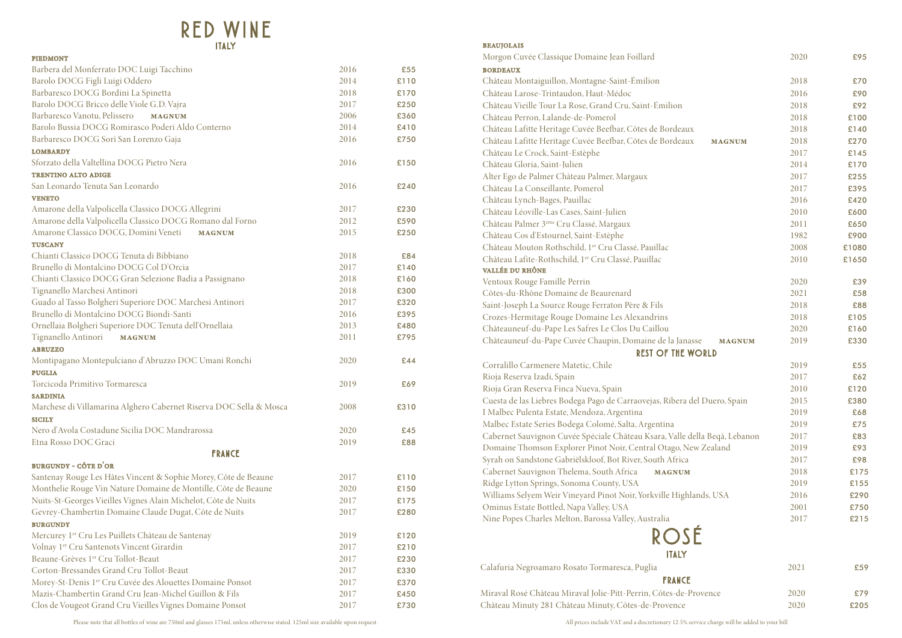# RED WINE

## ITALY

### PIEDMONT

| | | |
|---|---|---|
| Barbera del Monferrato DOC Luigi Tacchino | 2016 | £55 |
| Barolo DOCG Figli Luigi Oddero | 2014 | £110 |
| Barbaresco DOCG Bordini La Spinetta | 2018 | £170 |
| Barolo DOCG Bricco delle Viole G.D. Vajra | 2017 | £250 |
| Barbaresco Vanotu, Pelissero **MAGNUM** | 2006 | £360 |
| Barolo Bussia DOCG Romirasco Poderi Aldo Conterno | 2014 | £410 |
| Barbaresco DOCG Sorì San Lorenzo Gaja | 2016 | £750 |

### LOMBARDY

| | | |
|---|---|---|
| Sforzato della Valtellina DOCG Pietro Nera | 2016 | £150 |

### TRENTINO ALTO ADIGE

| | | |
|---|---|---|
| San Leonardo Tenuta San Leonardo | 2016 | £240 |

### VENETO

| | | |
|---|---|---|
| Amarone della Valpolicella Classico DOCG Allegrini | 2017 | £230 |
| Amarone della Valpolicella Classico DOCG Romano dal Forno | 2012 | £590 |
| Amarone Classico DOCG, Domini Veneti **MAGNUM** | 2015 | £250 |

### TUSCANY

| | | |
|---|---|---|
| Chianti Classico DOCG Tenuta di Bibbiano | 2018 | £84 |
| Brunello di Montalcino DOCG Col D'Orcia | 2017 | £140 |
| Chianti Classico DOCG Gran Selezione Badia a Passignano | 2018 | £160 |
| Tignanello Marchesi Antinori | 2018 | £300 |
| Guado al Tasso Bolgheri Superiore DOC Marchesi Antinori | 2017 | £320 |
| Brunello di Montalcino DOCG Biondi-Santi | 2016 | £395 |
| Ornellaia Bolgheri Superiore DOC Tenuta dell'Ornellaia | 2013 | £480 |
| Tignanello Antinori **MAGNUM** | 2011 | £795 |

### ABRUZZO

| | | |
|---|---|---|
| Montipagano Montepulciano d'Abruzzo DOC Umani Ronchi | 2020 | £44 |

### PUGLIA

| | | |
|---|---|---|
| Torcicoda Primitivo Tormaresca | 2019 | £69 |

### SARDINIA

| | | |
|---|---|---|
| Marchese di Villamarina Alghero Cabernet Riserva DOC Sella & Mosca | 2008 | £310 |

### SICILY

| | | |
|---|---|---|
| Nero d'Avola Costadune Sicilia DOC Mandrarossa | 2020 | £45 |
| Etna Rosso DOC Graci | 2019 | £88 |

## FRANCE

### BURGUNDY - CÔTE D'OR

| | | |
|---|---|---|
| Santenay Rouge Les Hâtes Vincent & Sophie Morey, Côte de Beaune | 2017 | £110 |
| Monthelie Rouge Vin Nature Domaine de Montille, Côte de Beaune | 2020 | £150 |
| Nuits-St-Georges Vieilles Vignes Alain Michelot, Côte de Nuits | 2017 | £175 |
| Gevrey-Chambertin Domaine Claude Dugat, Côte de Nuits | 2017 | £280 |

### BURGUNDY

| | | |
|---|---|---|
| Mercurey 1er Cru Les Puillets Château de Santenay | 2019 | £120 |
| Volnay 1er Cru Santenots Vincent Girardin | 2017 | £210 |
| Beaune-Grèves 1er Cru Tollot-Beaut | 2017 | £230 |
| Corton-Bressandes Grand Cru Tollot-Beaut | 2017 | £330 |
| Morey-St-Denis 1er Cru Cuvée des Alouettes Domaine Ponsot | 2017 | £370 |
| Mazis-Chambertin Grand Cru Jean-Michel Guillon & Fils | 2017 | £450 |
| Clos de Vougeot Grand Cru Vieilles Vignes Domaine Ponsot | 2017 | £730 |

### BEAUJOLAIS

| | | |
|---|---|---|
| Morgon Cuvée Classique Domaine Jean Foillard | 2020 | £95 |

### BORDEAUX

| | | |
|---|---|---|
| Château Montaiguillon, Montagne-Saint-Émilion | 2018 | £70 |
| Château Larose-Trintaudon, Haut-Médoc | 2016 | £90 |
| Château Vieille Tour La Rose, Grand Cru, Saint-Émilion | 2018 | £92 |
| Château Perron, Lalande-de-Pomerol | 2018 | £100 |
| Château Lafitte Heritage Cuvée Beefbar, Côtes de Bordeaux | 2018 | £140 |
| Château Lafitte Heritage Cuvée Beefbar, Côtes de Bordeaux **MAGNUM** | 2018 | £270 |
| Château Le Crock, Saint-Estèphe | 2017 | £145 |
| Château Gloria, Saint-Julien | 2014 | £170 |
| Alter Ego de Palmer Château Palmer, Margaux | 2017 | £255 |
| Château La Conseillante, Pomerol | 2017 | £395 |
| Château Lynch-Bages, Pauillac | 2016 | £420 |
| Château Léoville-Las Cases, Saint-Julien | 2010 | £600 |
| Château Palmer 3ème Cru Classé, Margaux | 2011 | £650 |
| Château Cos d'Estournel, Saint-Estèphe | 1982 | £900 |
| Château Mouton Rothschild, 1er Cru Classé, Pauillac | 2008 | £1080 |
| Château Lafite-Rothschild, 1er Cru Classé, Pauillac | 2010 | £1650 |

### VALLÉE DU RHÔNE

| | | |
|---|---|---|
| Ventoux Rouge Famille Perrin | 2020 | £39 |
| Côtes-du-Rhône Domaine de Beaurenard | 2021 | £58 |
| Saint-Joseph La Source Rouge Ferraton Père & Fils | 2018 | £88 |
| Crozes-Hermitage Rouge Domaine Les Alexandrins | 2018 | £105 |
| Châteauneuf-du-Pape Les Safres Le Clos Du Caillou | 2020 | £160 |
| Châteauneuf-du-Pape Cuvée Chaupin, Domaine de la Janasse **MAGNUM** | 2019 | £330 |

## REST OF THE WORLD

| | | |
|---|---|---|
| Corralillo Carmenere Matetic, Chile | 2019 | £55 |
| Rioja Reserva Izadi, Spain | 2017 | £62 |
| Rioja Gran Reserva Finca Nueva, Spain | 2010 | £120 |
| Cuesta de las Liebres Bodega Pago de Carraovejas, Ribera del Duero, Spain | 2015 | £380 |
| I Malbec Pulenta Estate, Mendoza, Argentina | 2019 | £68 |
| Malbec Estate Series Bodega Colomé, Salta, Argentina | 2019 | £75 |
| Cabernet Sauvignon Cuvée Spéciale Château Ksara, Valle della Beqā, Lebanon | 2017 | £83 |
| Domaine Thomson Explorer Pinot Noir, Central Otago, New Zealand | 2019 | £93 |
| Syrah on Sandstone Gabriëlskloof, Bot River, South Africa | 2017 | £98 |
| Cabernet Sauvignon Thelema, South Africa **MAGNUM** | 2018 | £175 |
| Ridge Lytton Springs, Sonoma County, USA | 2019 | £155 |
| Williams Selyem Weir Vineyard Pinot Noir, Yorkville Highlands, USA | 2016 | £290 |
| Ominus Estate Bottled, Napa Valley, USA | 2001 | £750 |
| Nine Popes Charles Melton, Barossa Valley, Australia | 2017 | £215 |

# ROSÉ

## ITALY

| | | |
|---|---|---|
| Calafuria Negroamaro Rosato Tormaresca, Puglia | 2021 | £59 |

## FRANCE

| | | |
|---|---|---|
| Miraval Rosé Château Miraval Jolie-Pitt-Perrin, Côtes-de-Provence | 2020 | £79 |
| Château Minuty 281 Château Minuty, Côtes-de-Provence | 2020 | £205 |

Please note that all bottles of wine are 750ml and glasses 175ml, unless otherwise stated. 125ml size available upon request.

All prices include VAT and a discretionary 12.5% service charge will be added to your bill